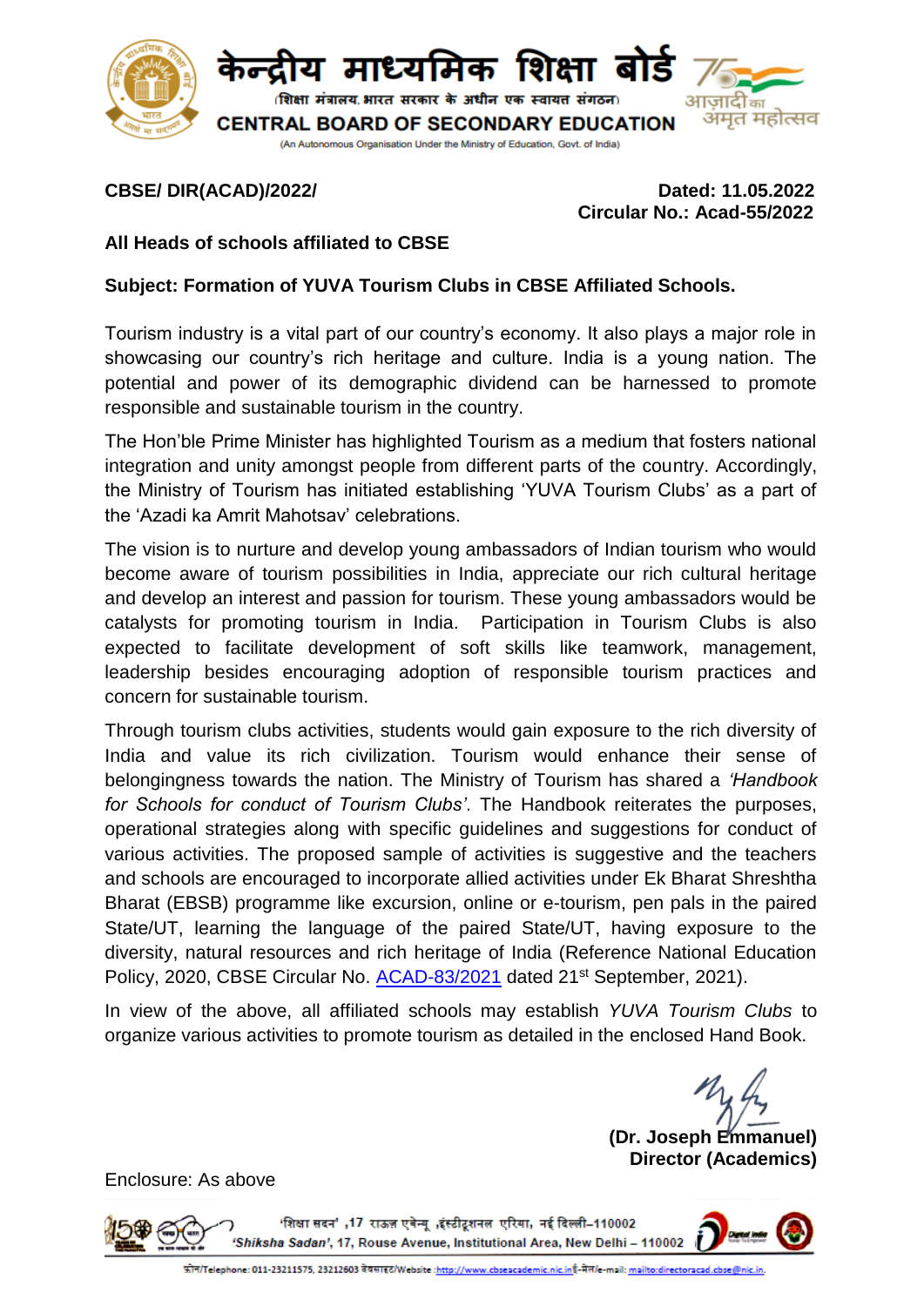केन्द्रीय माध्यमिक शिक्षा बोर्ड
(शिक्षा मंत्रालय, भारत सरकार के अधीन एक स्वायत्त संगठन)
**CENTRAL BOARD OF SECONDARY EDUCATION**
(An Autonomous Organisation Under the Ministry of Education, Govt. of India)

**CBSE/ DIR(ACAD)/2022/** **Dated: 11.05.2022**
**Circular No.: Acad-55/2022**

**All Heads of schools affiliated to CBSE**

**Subject: Formation of YUVA Tourism Clubs in CBSE Affiliated Schools.**

Tourism industry is a vital part of our country's economy. It also plays a major role in showcasing our country's rich heritage and culture. India is a young nation. The potential and power of its demographic dividend can be harnessed to promote responsible and sustainable tourism in the country.

The Hon'ble Prime Minister has highlighted Tourism as a medium that fosters national integration and unity amongst people from different parts of the country. Accordingly, the Ministry of Tourism has initiated establishing 'YUVA Tourism Clubs' as a part of the 'Azadi ka Amrit Mahotsav' celebrations.

The vision is to nurture and develop young ambassadors of Indian tourism who would become aware of tourism possibilities in India, appreciate our rich cultural heritage and develop an interest and passion for tourism. These young ambassadors would be catalysts for promoting tourism in India. Participation in Tourism Clubs is also expected to facilitate development of soft skills like teamwork, management, leadership besides encouraging adoption of responsible tourism practices and concern for sustainable tourism.

Through tourism clubs activities, students would gain exposure to the rich diversity of India and value its rich civilization. Tourism would enhance their sense of belongingness towards the nation. The Ministry of Tourism has shared a *'Handbook for Schools for conduct of Tourism Clubs'*. The Handbook reiterates the purposes, operational strategies along with specific guidelines and suggestions for conduct of various activities. The proposed sample of activities is suggestive and the teachers and schools are encouraged to incorporate allied activities under Ek Bharat Shreshtha Bharat (EBSB) programme like excursion, online or e-tourism, pen pals in the paired State/UT, learning the language of the paired State/UT, having exposure to the diversity, natural resources and rich heritage of India (Reference National Education Policy, 2020, CBSE Circular No. ACAD-83/2021 dated 21st September, 2021).

In view of the above, all affiliated schools may establish *YUVA Tourism Clubs* to organize various activities to promote tourism as detailed in the enclosed Hand Book.

**(Dr. Joseph Emmanuel)**
**Director (Academics)**

Enclosure: As above

'शिक्षा सदन' ,17 राऊज़ एवेन्यू ,इंस्टीटूशनल एरिया, नई दिल्ली–110002
*'Shiksha Sadan'*, 17, Rouse Avenue, Institutional Area, New Delhi – 110002

फ़ोन/Telephone: 011-23211575, 23212603 वेबसाइट/Website :http://www.cbseacademic.nic.in ई-मेल/e-mail: mailto:directoracad.cbse@nic.in.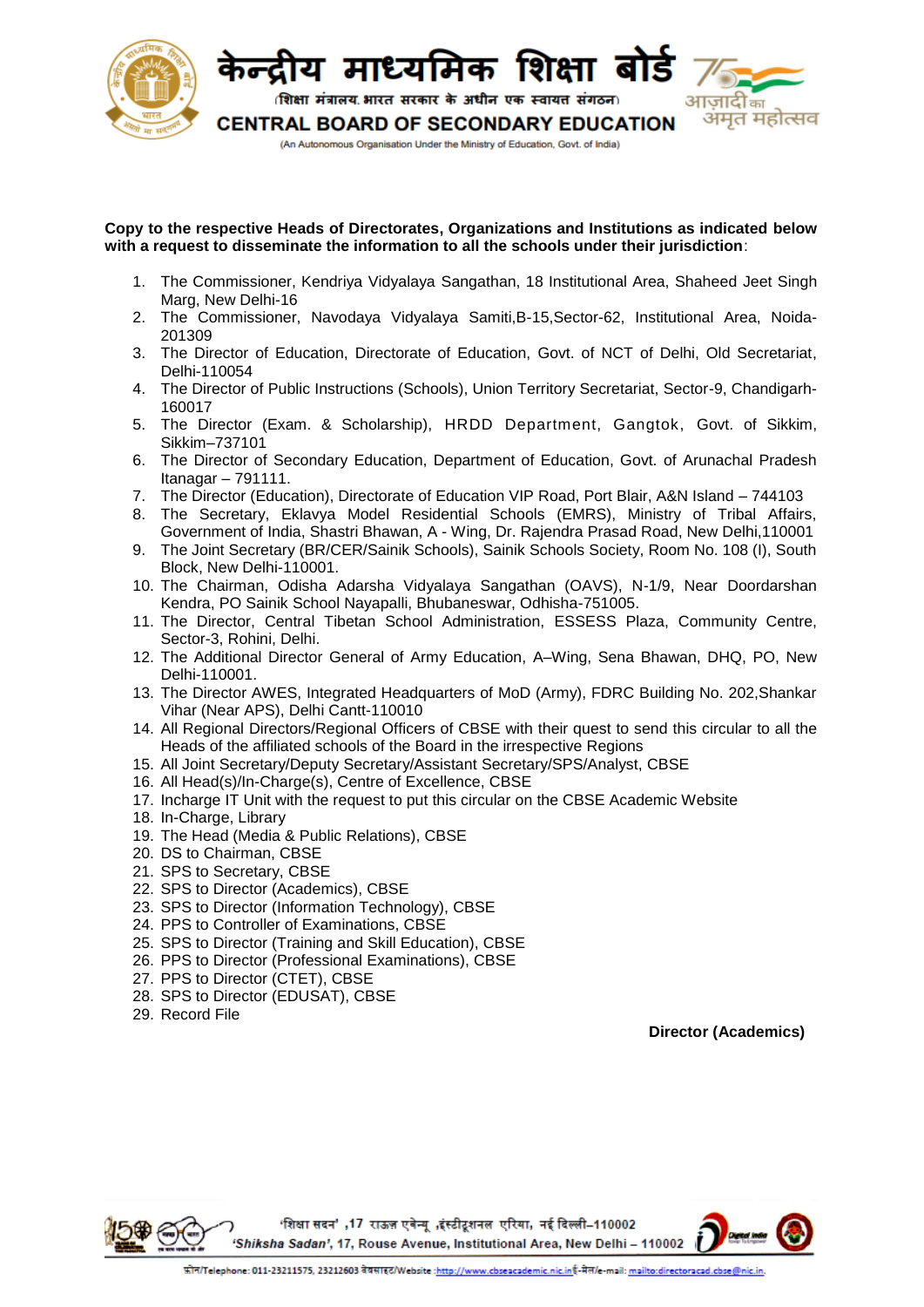**Copy to the respective Heads of Directorates, Organizations and Institutions as indicated below with a request to disseminate the information to all the schools under their jurisdiction**:

1. The Commissioner, Kendriya Vidyalaya Sangathan, 18 Institutional Area, Shaheed Jeet Singh Marg, New Delhi-16
2. The Commissioner, Navodaya Vidyalaya Samiti,B-15,Sector-62, Institutional Area, Noida-201309
3. The Director of Education, Directorate of Education, Govt. of NCT of Delhi, Old Secretariat, Delhi-110054
4. The Director of Public Instructions (Schools), Union Territory Secretariat, Sector-9, Chandigarh-160017
5. The Director (Exam. & Scholarship), HRDD Department, Gangtok, Govt. of Sikkim, Sikkim–737101
6. The Director of Secondary Education, Department of Education, Govt. of Arunachal Pradesh Itanagar – 791111.
7. The Director (Education), Directorate of Education VIP Road, Port Blair, A&N Island – 744103
8. The Secretary, Eklavya Model Residential Schools (EMRS), Ministry of Tribal Affairs, Government of India, Shastri Bhawan, A - Wing, Dr. Rajendra Prasad Road, New Delhi,110001
9. The Joint Secretary (BR/CER/Sainik Schools), Sainik Schools Society, Room No. 108 (I), South Block, New Delhi-110001.
10. The Chairman, Odisha Adarsha Vidyalaya Sangathan (OAVS), N-1/9, Near Doordarshan Kendra, PO Sainik School Nayapalli, Bhubaneswar, Odhisha-751005.
11. The Director, Central Tibetan School Administration, ESSESS Plaza, Community Centre, Sector-3, Rohini, Delhi.
12. The Additional Director General of Army Education, A–Wing, Sena Bhawan, DHQ, PO, New Delhi-110001.
13. The Director AWES, Integrated Headquarters of MoD (Army), FDRC Building No. 202,Shankar Vihar (Near APS), Delhi Cantt-110010
14. All Regional Directors/Regional Officers of CBSE with their quest to send this circular to all the Heads of the affiliated schools of the Board in the irrespective Regions
15. All Joint Secretary/Deputy Secretary/Assistant Secretary/SPS/Analyst, CBSE
16. All Head(s)/In-Charge(s), Centre of Excellence, CBSE
17. Incharge IT Unit with the request to put this circular on the CBSE Academic Website
18. In-Charge, Library
19. The Head (Media & Public Relations), CBSE
20. DS to Chairman, CBSE
21. SPS to Secretary, CBSE
22. SPS to Director (Academics), CBSE
23. SPS to Director (Information Technology), CBSE
24. PPS to Controller of Examinations, CBSE
25. SPS to Director (Training and Skill Education), CBSE
26. PPS to Director (Professional Examinations), CBSE
27. PPS to Director (CTET), CBSE
28. SPS to Director (EDUSAT), CBSE
29. Record File

**Director (Academics)**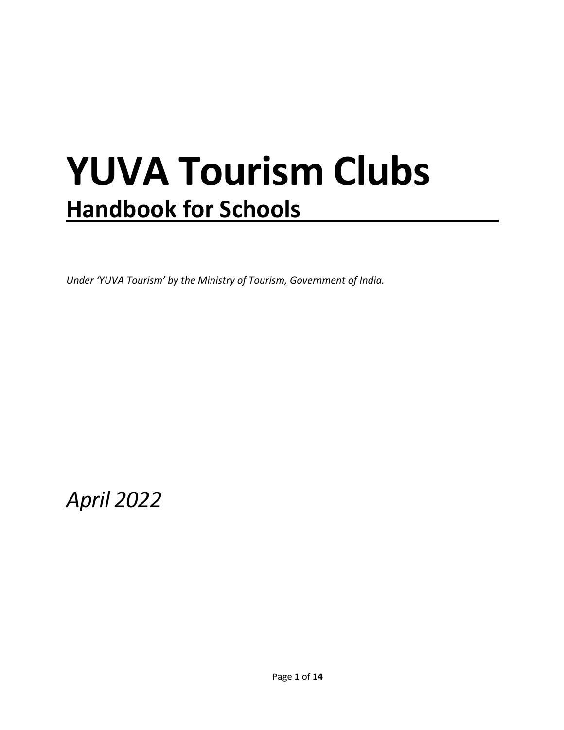# YUVA Tourism Clubs

## Handbook for Schools

*Under 'YUVA Tourism' by the Ministry of Tourism, Government of India.*

*April 2022*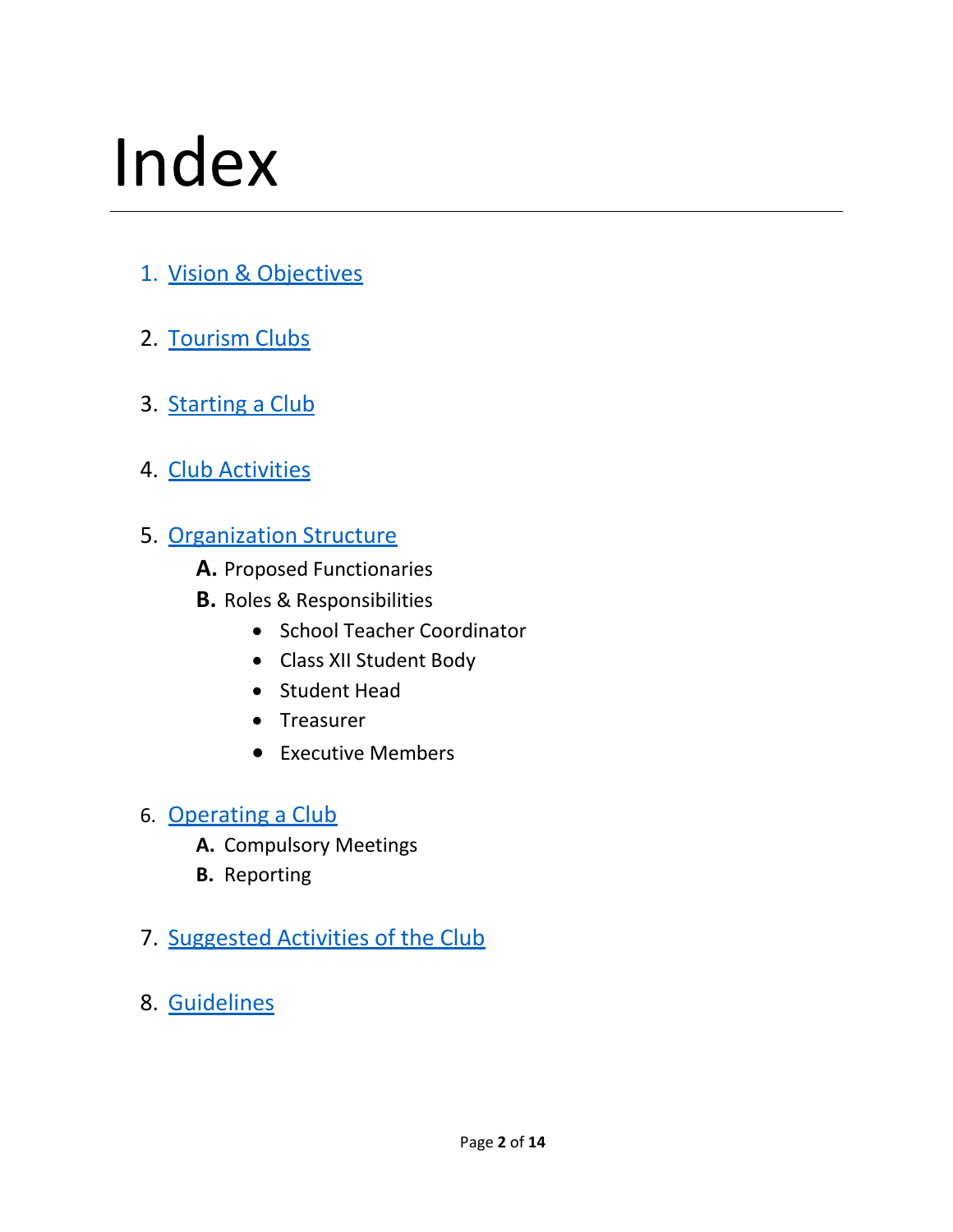# Index

1. Vision & Objectives
2. Tourism Clubs
3. Starting a Club
4. Club Activities
5. Organization Structure
   - **A.** Proposed Functionaries
   - **B.** Roles & Responsibilities
     - School Teacher Coordinator
     - Class XII Student Body
     - Student Head
     - Treasurer
     - Executive Members
6. Operating a Club
   - **A.** Compulsory Meetings
   - **B.** Reporting
7. Suggested Activities of the Club
8. Guidelines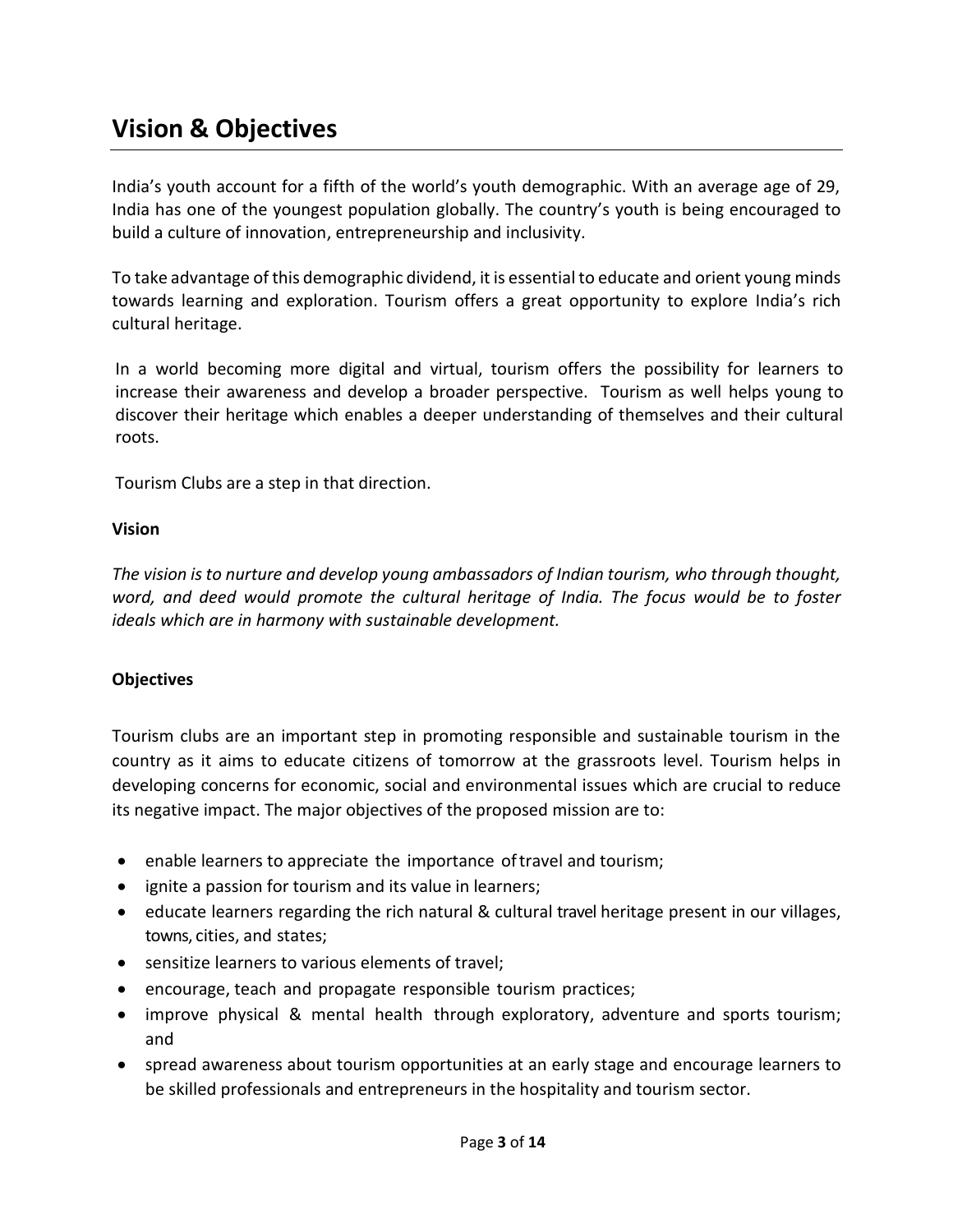# Vision & Objectives

India's youth account for a fifth of the world's youth demographic. With an average age of 29, India has one of the youngest population globally. The country's youth is being encouraged to build a culture of innovation, entrepreneurship and inclusivity.

To take advantage of this demographic dividend, it is essential to educate and orient young minds towards learning and exploration. Tourism offers a great opportunity to explore India's rich cultural heritage.

In a world becoming more digital and virtual, tourism offers the possibility for learners to increase their awareness and develop a broader perspective. Tourism as well helps young to discover their heritage which enables a deeper understanding of themselves and their cultural roots.

Tourism Clubs are a step in that direction.

**Vision**

*The vision is to nurture and develop young ambassadors of Indian tourism, who through thought, word, and deed would promote the cultural heritage of India. The focus would be to foster ideals which are in harmony with sustainable development.*

**Objectives**

Tourism clubs are an important step in promoting responsible and sustainable tourism in the country as it aims to educate citizens of tomorrow at the grassroots level. Tourism helps in developing concerns for economic, social and environmental issues which are crucial to reduce its negative impact. The major objectives of the proposed mission are to:

- enable learners to appreciate the importance of travel and tourism;
- ignite a passion for tourism and its value in learners;
- educate learners regarding the rich natural & cultural travel heritage present in our villages, towns, cities, and states;
- sensitize learners to various elements of travel;
- encourage, teach and propagate responsible tourism practices;
- improve physical & mental health through exploratory, adventure and sports tourism; and
- spread awareness about tourism opportunities at an early stage and encourage learners to be skilled professionals and entrepreneurs in the hospitality and tourism sector.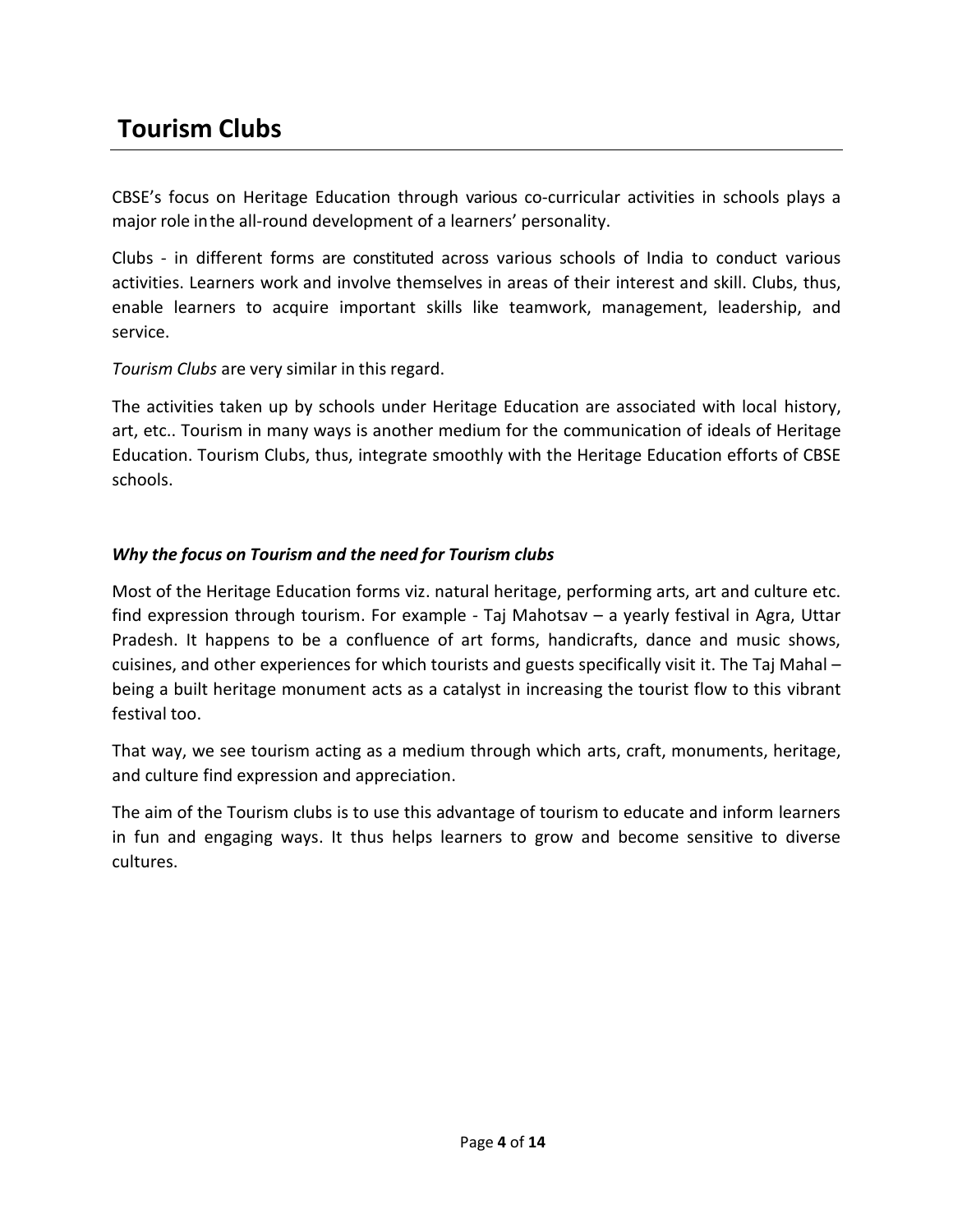# Tourism Clubs

CBSE's focus on Heritage Education through various co-curricular activities in schools plays a major role in the all-round development of a learners' personality.

Clubs - in different forms are constituted across various schools of India to conduct various activities. Learners work and involve themselves in areas of their interest and skill. Clubs, thus, enable learners to acquire important skills like teamwork, management, leadership, and service.

*Tourism Clubs* are very similar in this regard.

The activities taken up by schools under Heritage Education are associated with local history, art, etc.. Tourism in many ways is another medium for the communication of ideals of Heritage Education. Tourism Clubs, thus, integrate smoothly with the Heritage Education efforts of CBSE schools.

### *Why the focus on Tourism and the need for Tourism clubs*

Most of the Heritage Education forms viz. natural heritage, performing arts, art and culture etc. find expression through tourism. For example - Taj Mahotsav – a yearly festival in Agra, Uttar Pradesh. It happens to be a confluence of art forms, handicrafts, dance and music shows, cuisines, and other experiences for which tourists and guests specifically visit it. The Taj Mahal – being a built heritage monument acts as a catalyst in increasing the tourist flow to this vibrant festival too.

That way, we see tourism acting as a medium through which arts, craft, monuments, heritage, and culture find expression and appreciation.

The aim of the Tourism clubs is to use this advantage of tourism to educate and inform learners in fun and engaging ways. It thus helps learners to grow and become sensitive to diverse cultures.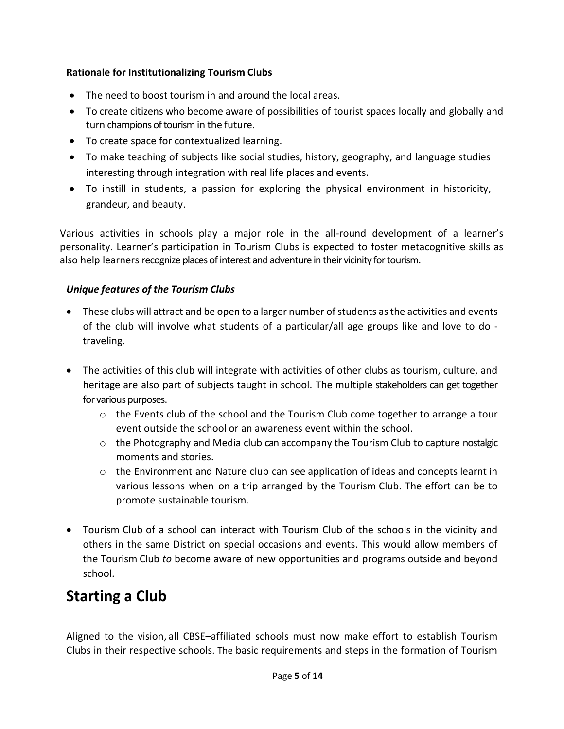**Rationale for Institutionalizing Tourism Clubs**

- The need to boost tourism in and around the local areas.
- To create citizens who become aware of possibilities of tourist spaces locally and globally and turn champions of tourism in the future.
- To create space for contextualized learning.
- To make teaching of subjects like social studies, history, geography, and language studies interesting through integration with real life places and events.
- To instill in students, a passion for exploring the physical environment in historicity, grandeur, and beauty.

Various activities in schools play a major role in the all-round development of a learner's personality. Learner's participation in Tourism Clubs is expected to foster metacognitive skills as also help learners recognize places of interest and adventure in their vicinity for tourism.

***Unique features of the Tourism Clubs***

- These clubs will attract and be open to a larger number of students as the activities and events of the club will involve what students of a particular/all age groups like and love to do - traveling.

- The activities of this club will integrate with activities of other clubs as tourism, culture, and heritage are also part of subjects taught in school. The multiple stakeholders can get together for various purposes.
  - the Events club of the school and the Tourism Club come together to arrange a tour event outside the school or an awareness event within the school.
  - the Photography and Media club can accompany the Tourism Club to capture nostalgic moments and stories.
  - the Environment and Nature club can see application of ideas and concepts learnt in various lessons when on a trip arranged by the Tourism Club. The effort can be to promote sustainable tourism.

- Tourism Club of a school can interact with Tourism Club of the schools in the vicinity and others in the same District on special occasions and events. This would allow members of the Tourism Club *to* become aware of new opportunities and programs outside and beyond school.

# Starting a Club

Aligned to the vision, all CBSE–affiliated schools must now make effort to establish Tourism Clubs in their respective schools. The basic requirements and steps in the formation of Tourism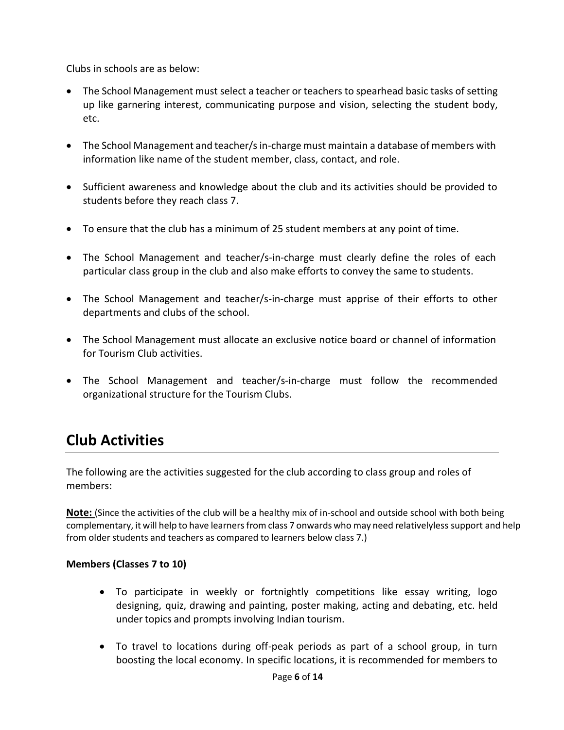Clubs in schools are as below:

- The School Management must select a teacher or teachers to spearhead basic tasks of setting up like garnering interest, communicating purpose and vision, selecting the student body, etc.
- The School Management and teacher/s in-charge must maintain a database of members with information like name of the student member, class, contact, and role.
- Sufficient awareness and knowledge about the club and its activities should be provided to students before they reach class 7.
- To ensure that the club has a minimum of 25 student members at any point of time.
- The School Management and teacher/s-in-charge must clearly define the roles of each particular class group in the club and also make efforts to convey the same to students.
- The School Management and teacher/s-in-charge must apprise of their efforts to other departments and clubs of the school.
- The School Management must allocate an exclusive notice board or channel of information for Tourism Club activities.
- The School Management and teacher/s-in-charge must follow the recommended organizational structure for the Tourism Clubs.

## Club Activities

The following are the activities suggested for the club according to class group and roles of members:

**Note:** (Since the activities of the club will be a healthy mix of in-school and outside school with both being complementary, it will help to have learners from class 7 onwards who may need relativelyless support and help from older students and teachers as compared to learners below class 7.)

**Members (Classes 7 to 10)**

- To participate in weekly or fortnightly competitions like essay writing, logo designing, quiz, drawing and painting, poster making, acting and debating, etc. held under topics and prompts involving Indian tourism.
- To travel to locations during off-peak periods as part of a school group, in turn boosting the local economy. In specific locations, it is recommended for members to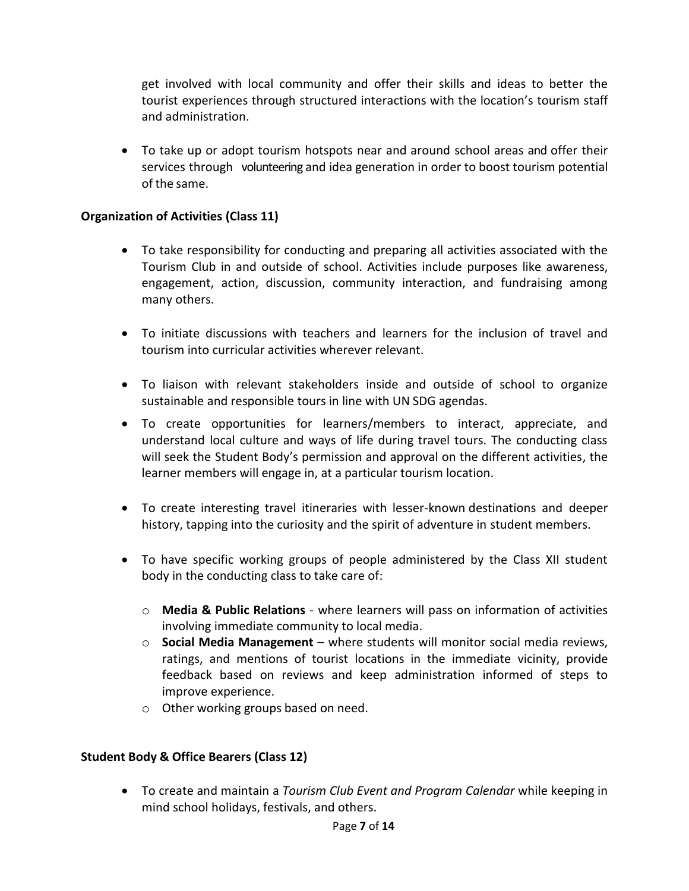get involved with local community and offer their skills and ideas to better the tourist experiences through structured interactions with the location's tourism staff and administration.

- To take up or adopt tourism hotspots near and around school areas and offer their services through volunteering and idea generation in order to boost tourism potential of the same.

**Organization of Activities (Class 11)**

- To take responsibility for conducting and preparing all activities associated with the Tourism Club in and outside of school. Activities include purposes like awareness, engagement, action, discussion, community interaction, and fundraising among many others.

- To initiate discussions with teachers and learners for the inclusion of travel and tourism into curricular activities wherever relevant.

- To liaison with relevant stakeholders inside and outside of school to organize sustainable and responsible tours in line with UN SDG agendas.
- To create opportunities for learners/members to interact, appreciate, and understand local culture and ways of life during travel tours. The conducting class will seek the Student Body's permission and approval on the different activities, the learner members will engage in, at a particular tourism location.

- To create interesting travel itineraries with lesser-known destinations and deeper history, tapping into the curiosity and the spirit of adventure in student members.

- To have specific working groups of people administered by the Class XII student body in the conducting class to take care of:

  - **Media & Public Relations** - where learners will pass on information of activities involving immediate community to local media.
  - **Social Media Management** – where students will monitor social media reviews, ratings, and mentions of tourist locations in the immediate vicinity, provide feedback based on reviews and keep administration informed of steps to improve experience.
  - Other working groups based on need.

**Student Body & Office Bearers (Class 12)**

- To create and maintain a *Tourism Club Event and Program Calendar* while keeping in mind school holidays, festivals, and others.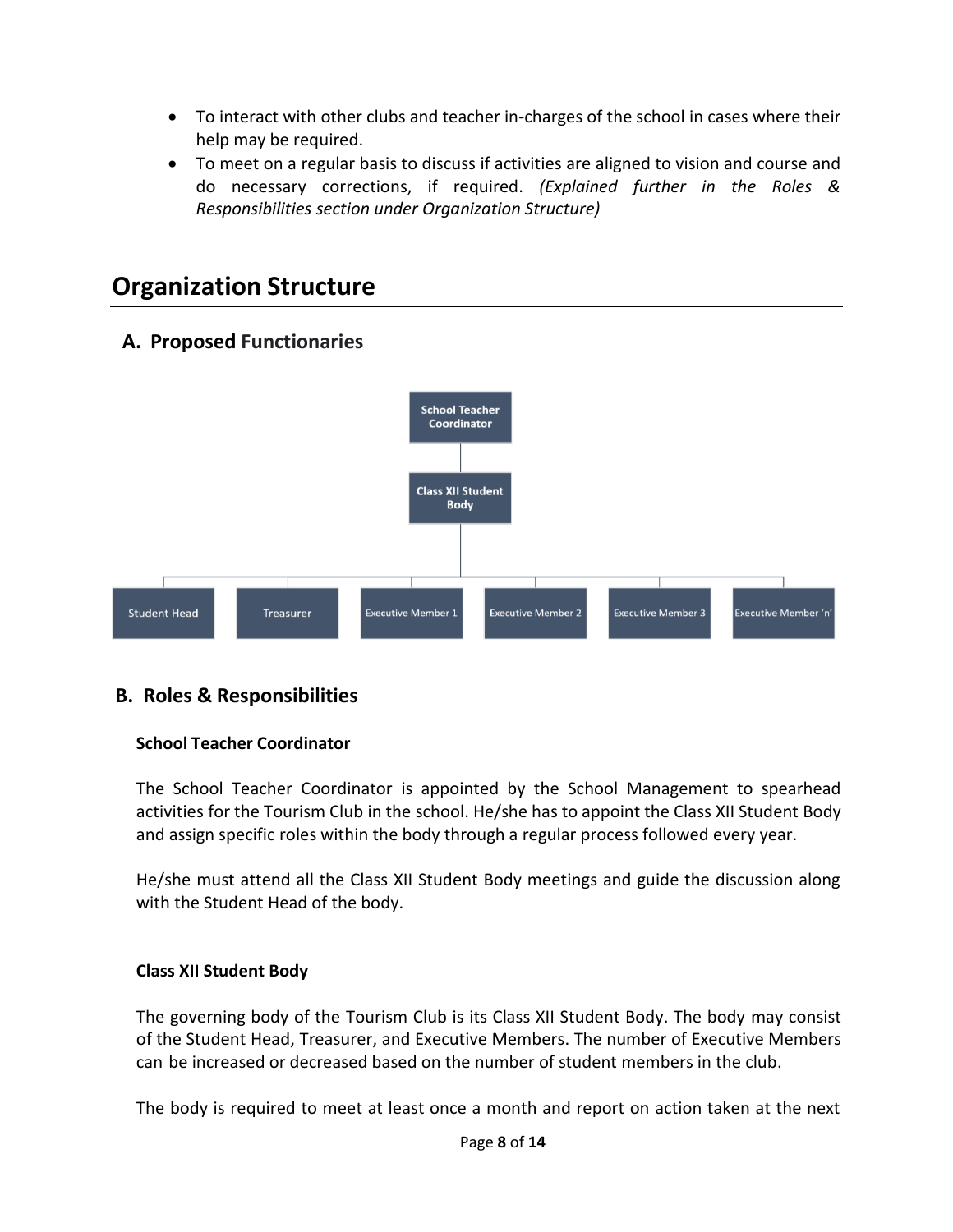- To interact with other clubs and teacher in-charges of the school in cases where their help may be required.
- To meet on a regular basis to discuss if activities are aligned to vision and course and do necessary corrections, if required. *(Explained further in the Roles & Responsibilities section under Organization Structure)*

# Organization Structure

## A. Proposed Functionaries

- School Teacher Coordinator
  - Class XII Student Body
    - Student Head
    - Treasurer
    - Executive Member 1
    - Executive Member 2
    - Executive Member 3
    - Executive Member 'n'

## B. Roles & Responsibilities

**School Teacher Coordinator**

The School Teacher Coordinator is appointed by the School Management to spearhead activities for the Tourism Club in the school. He/she has to appoint the Class XII Student Body and assign specific roles within the body through a regular process followed every year.

He/she must attend all the Class XII Student Body meetings and guide the discussion along with the Student Head of the body.

**Class XII Student Body**

The governing body of the Tourism Club is its Class XII Student Body. The body may consist of the Student Head, Treasurer, and Executive Members. The number of Executive Members can be increased or decreased based on the number of student members in the club.

The body is required to meet at least once a month and report on action taken at the next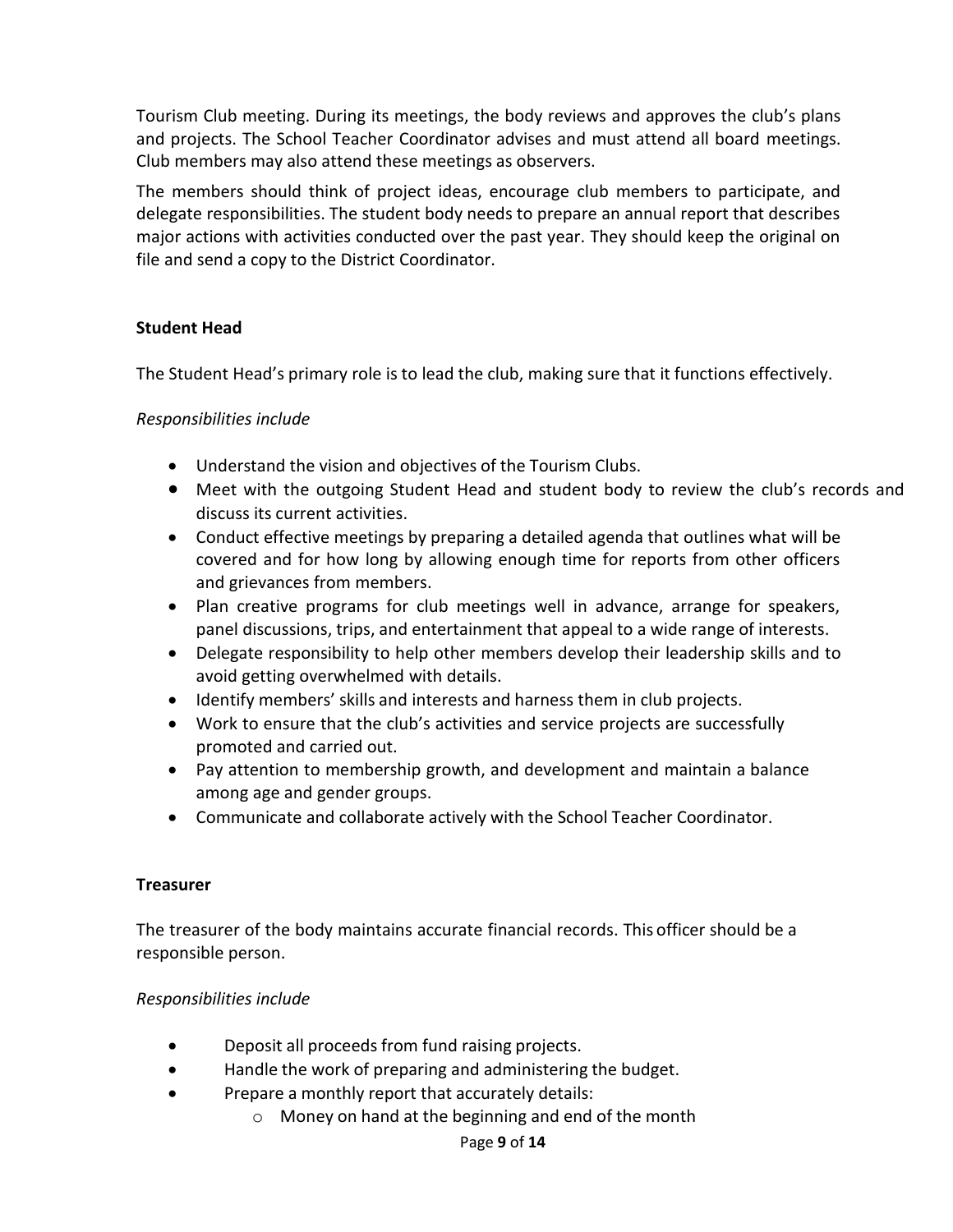Tourism Club meeting. During its meetings, the body reviews and approves the club's plans and projects. The School Teacher Coordinator advises and must attend all board meetings. Club members may also attend these meetings as observers.

The members should think of project ideas, encourage club members to participate, and delegate responsibilities. The student body needs to prepare an annual report that describes major actions with activities conducted over the past year. They should keep the original on file and send a copy to the District Coordinator.

**Student Head**

The Student Head's primary role is to lead the club, making sure that it functions effectively.

*Responsibilities include*

- Understand the vision and objectives of the Tourism Clubs.
- Meet with the outgoing Student Head and student body to review the club's records and discuss its current activities.
- Conduct effective meetings by preparing a detailed agenda that outlines what will be covered and for how long by allowing enough time for reports from other officers and grievances from members.
- Plan creative programs for club meetings well in advance, arrange for speakers, panel discussions, trips, and entertainment that appeal to a wide range of interests.
- Delegate responsibility to help other members develop their leadership skills and to avoid getting overwhelmed with details.
- Identify members' skills and interests and harness them in club projects.
- Work to ensure that the club's activities and service projects are successfully promoted and carried out.
- Pay attention to membership growth, and development and maintain a balance among age and gender groups.
- Communicate and collaborate actively with the School Teacher Coordinator.

**Treasurer**

The treasurer of the body maintains accurate financial records. This officer should be a responsible person.

*Responsibilities include*

- Deposit all proceeds from fund raising projects.
- Handle the work of preparing and administering the budget.
- Prepare a monthly report that accurately details:
  - Money on hand at the beginning and end of the month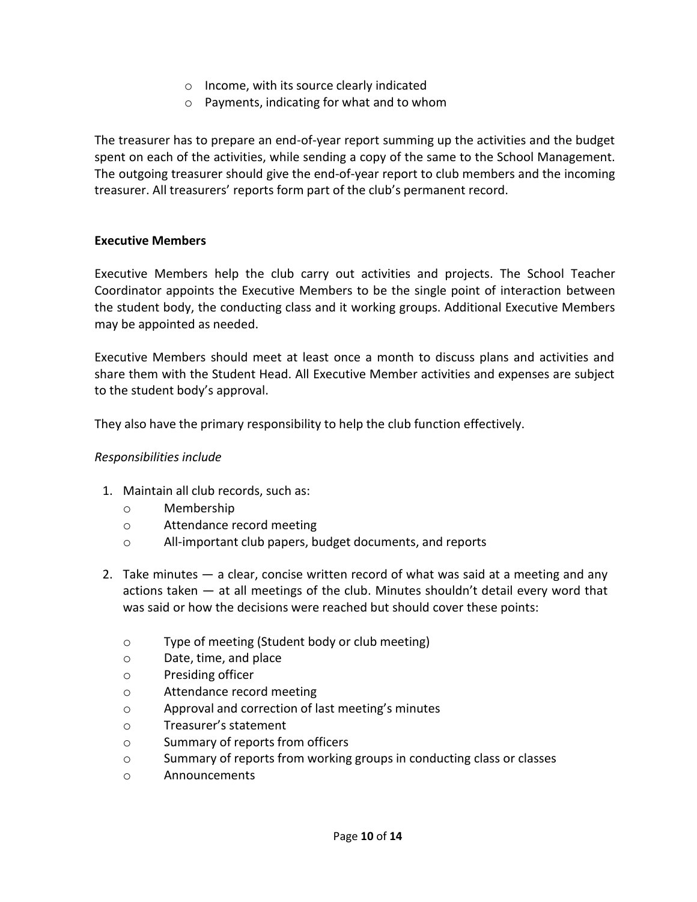- Income, with its source clearly indicated
- Payments, indicating for what and to whom

The treasurer has to prepare an end-of-year report summing up the activities and the budget spent on each of the activities, while sending a copy of the same to the School Management. The outgoing treasurer should give the end-of-year report to club members and the incoming treasurer. All treasurers' reports form part of the club's permanent record.

**Executive Members**

Executive Members help the club carry out activities and projects. The School Teacher Coordinator appoints the Executive Members to be the single point of interaction between the student body, the conducting class and it working groups. Additional Executive Members may be appointed as needed.

Executive Members should meet at least once a month to discuss plans and activities and share them with the Student Head. All Executive Member activities and expenses are subject to the student body's approval.

They also have the primary responsibility to help the club function effectively.

*Responsibilities include*

1. Maintain all club records, such as:
   - Membership
   - Attendance record meeting
   - All-important club papers, budget documents, and reports

2. Take minutes — a clear, concise written record of what was said at a meeting and any actions taken — at all meetings of the club. Minutes shouldn't detail every word that was said or how the decisions were reached but should cover these points:

   - Type of meeting (Student body or club meeting)
   - Date, time, and place
   - Presiding officer
   - Attendance record meeting
   - Approval and correction of last meeting's minutes
   - Treasurer's statement
   - Summary of reports from officers
   - Summary of reports from working groups in conducting class or classes
   - Announcements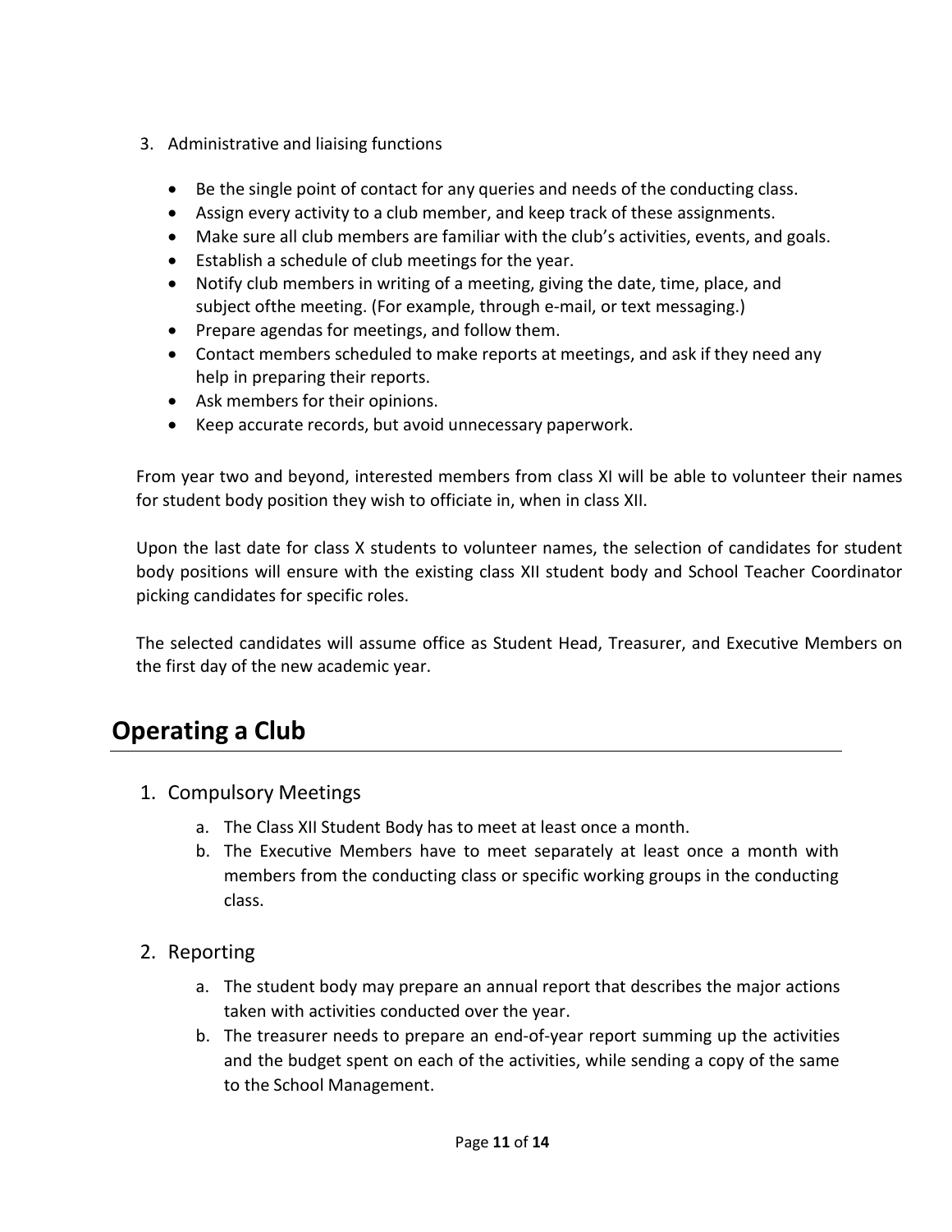3. Administrative and liaising functions

    - Be the single point of contact for any queries and needs of the conducting class.
    - Assign every activity to a club member, and keep track of these assignments.
    - Make sure all club members are familiar with the club's activities, events, and goals.
    - Establish a schedule of club meetings for the year.
    - Notify club members in writing of a meeting, giving the date, time, place, and subject ofthe meeting. (For example, through e-mail, or text messaging.)
    - Prepare agendas for meetings, and follow them.
    - Contact members scheduled to make reports at meetings, and ask if they need any help in preparing their reports.
    - Ask members for their opinions.
    - Keep accurate records, but avoid unnecessary paperwork.

From year two and beyond, interested members from class XI will be able to volunteer their names for student body position they wish to officiate in, when in class XII.

Upon the last date for class X students to volunteer names, the selection of candidates for student body positions will ensure with the existing class XII student body and School Teacher Coordinator picking candidates for specific roles.

The selected candidates will assume office as Student Head, Treasurer, and Executive Members on the first day of the new academic year.

## Operating a Club

### 1. Compulsory Meetings

a. The Class XII Student Body has to meet at least once a month.

b. The Executive Members have to meet separately at least once a month with members from the conducting class or specific working groups in the conducting class.

### 2. Reporting

a. The student body may prepare an annual report that describes the major actions taken with activities conducted over the year.

b. The treasurer needs to prepare an end-of-year report summing up the activities and the budget spent on each of the activities, while sending a copy of the same to the School Management.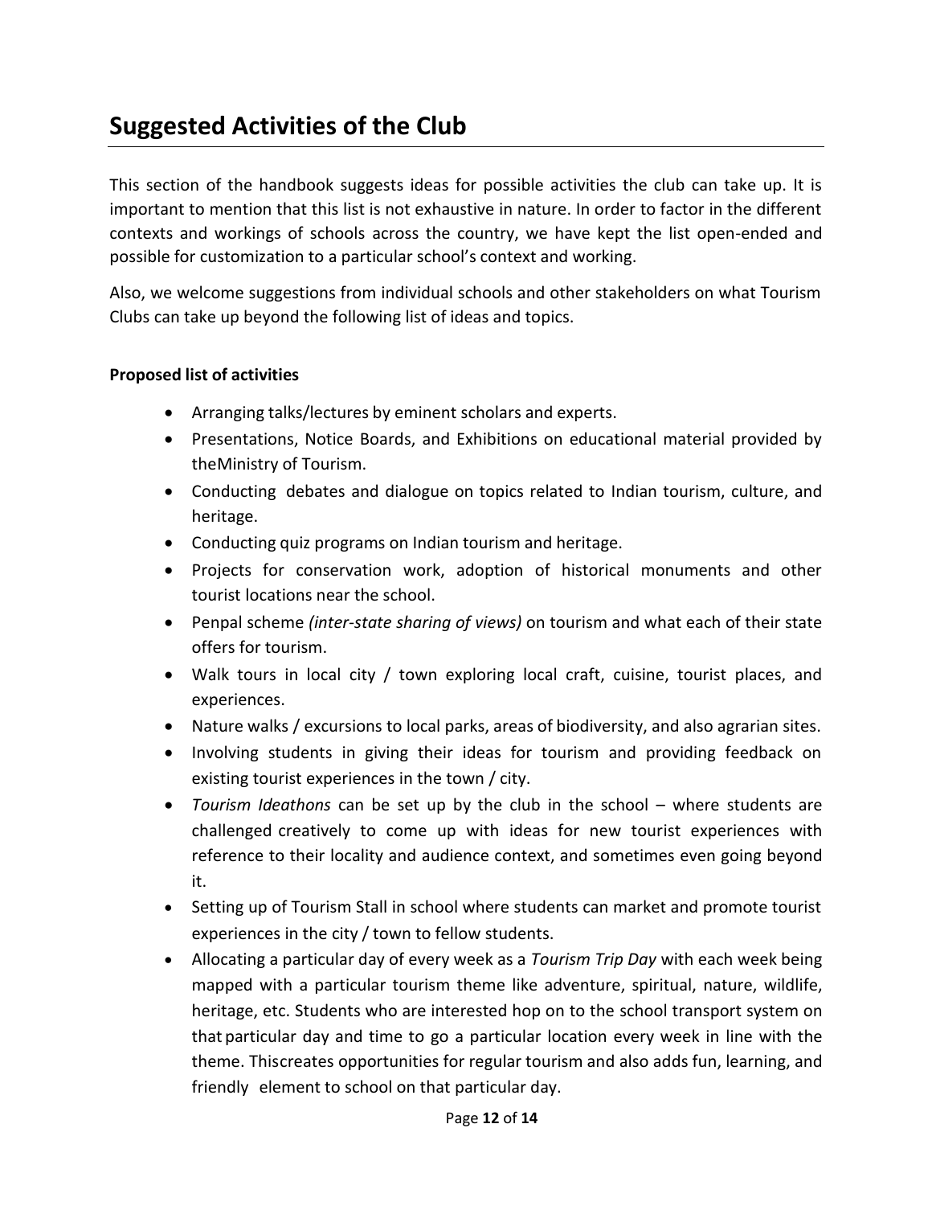## Suggested Activities of the Club

This section of the handbook suggests ideas for possible activities the club can take up. It is important to mention that this list is not exhaustive in nature. In order to factor in the different contexts and workings of schools across the country, we have kept the list open-ended and possible for customization to a particular school's context and working.

Also, we welcome suggestions from individual schools and other stakeholders on what Tourism Clubs can take up beyond the following list of ideas and topics.

**Proposed list of activities**

- Arranging talks/lectures by eminent scholars and experts.
- Presentations, Notice Boards, and Exhibitions on educational material provided by theMinistry of Tourism.
- Conducting debates and dialogue on topics related to Indian tourism, culture, and heritage.
- Conducting quiz programs on Indian tourism and heritage.
- Projects for conservation work, adoption of historical monuments and other tourist locations near the school.
- Penpal scheme *(inter-state sharing of views)* on tourism and what each of their state offers for tourism.
- Walk tours in local city / town exploring local craft, cuisine, tourist places, and experiences.
- Nature walks / excursions to local parks, areas of biodiversity, and also agrarian sites.
- Involving students in giving their ideas for tourism and providing feedback on existing tourist experiences in the town / city.
- *Tourism Ideathons* can be set up by the club in the school – where students are challenged creatively to come up with ideas for new tourist experiences with reference to their locality and audience context, and sometimes even going beyond it.
- Setting up of Tourism Stall in school where students can market and promote tourist experiences in the city / town to fellow students.
- Allocating a particular day of every week as a *Tourism Trip Day* with each week being mapped with a particular tourism theme like adventure, spiritual, nature, wildlife, heritage, etc. Students who are interested hop on to the school transport system on that particular day and time to go a particular location every week in line with the theme. Thiscreates opportunities for regular tourism and also adds fun, learning, and friendly element to school on that particular day.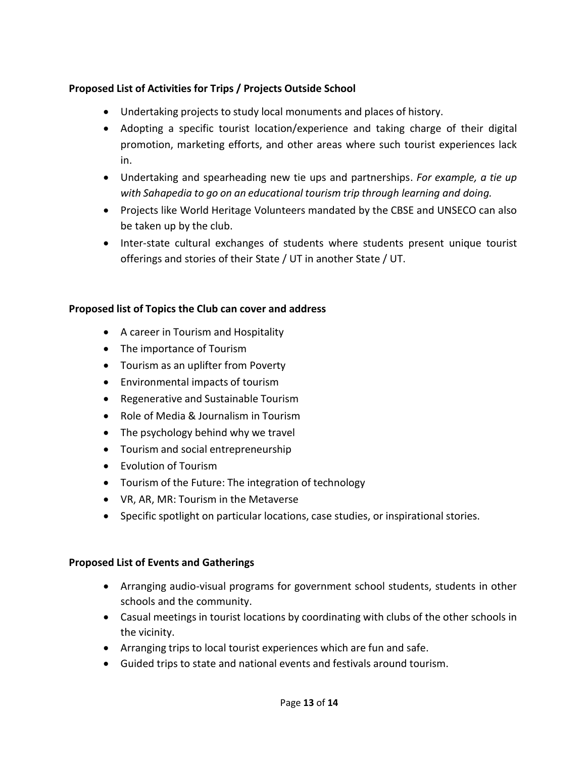**Proposed List of Activities for Trips / Projects Outside School**

- Undertaking projects to study local monuments and places of history.
- Adopting a specific tourist location/experience and taking charge of their digital promotion, marketing efforts, and other areas where such tourist experiences lack in.
- Undertaking and spearheading new tie ups and partnerships. *For example, a tie up with Sahapedia to go on an educational tourism trip through learning and doing.*
- Projects like World Heritage Volunteers mandated by the CBSE and UNSECO can also be taken up by the club.
- Inter-state cultural exchanges of students where students present unique tourist offerings and stories of their State / UT in another State / UT.

**Proposed list of Topics the Club can cover and address**

- A career in Tourism and Hospitality
- The importance of Tourism
- Tourism as an uplifter from Poverty
- Environmental impacts of tourism
- Regenerative and Sustainable Tourism
- Role of Media & Journalism in Tourism
- The psychology behind why we travel
- Tourism and social entrepreneurship
- Evolution of Tourism
- Tourism of the Future: The integration of technology
- VR, AR, MR: Tourism in the Metaverse
- Specific spotlight on particular locations, case studies, or inspirational stories.

**Proposed List of Events and Gatherings**

- Arranging audio-visual programs for government school students, students in other schools and the community.
- Casual meetings in tourist locations by coordinating with clubs of the other schools in the vicinity.
- Arranging trips to local tourist experiences which are fun and safe.
- Guided trips to state and national events and festivals around tourism.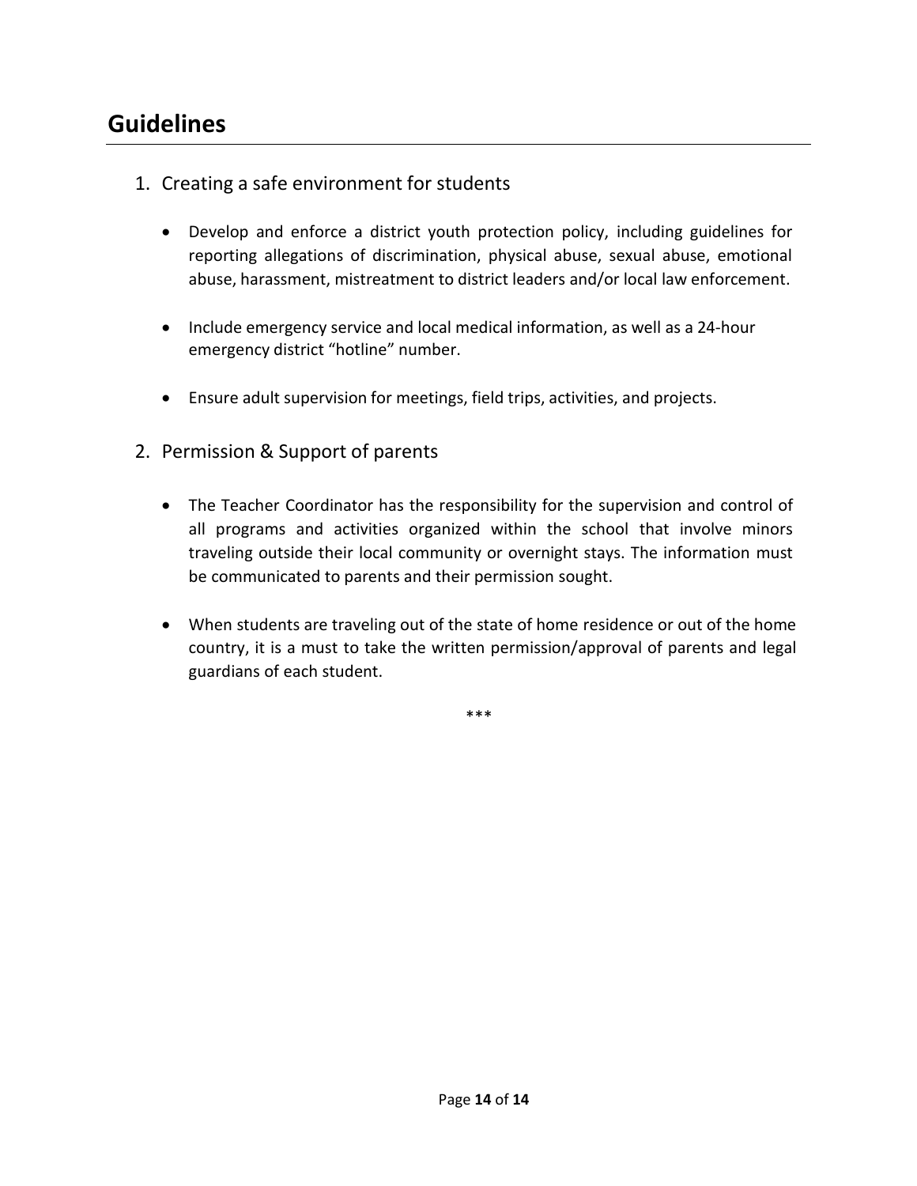## Guidelines

1. Creating a safe environment for students

   - Develop and enforce a district youth protection policy, including guidelines for reporting allegations of discrimination, physical abuse, sexual abuse, emotional abuse, harassment, mistreatment to district leaders and/or local law enforcement.

   - Include emergency service and local medical information, as well as a 24-hour emergency district "hotline" number.

   - Ensure adult supervision for meetings, field trips, activities, and projects.

2. Permission & Support of parents

   - The Teacher Coordinator has the responsibility for the supervision and control of all programs and activities organized within the school that involve minors traveling outside their local community or overnight stays. The information must be communicated to parents and their permission sought.

   - When students are traveling out of the state of home residence or out of the home country, it is a must to take the written permission/approval of parents and legal guardians of each student.

***